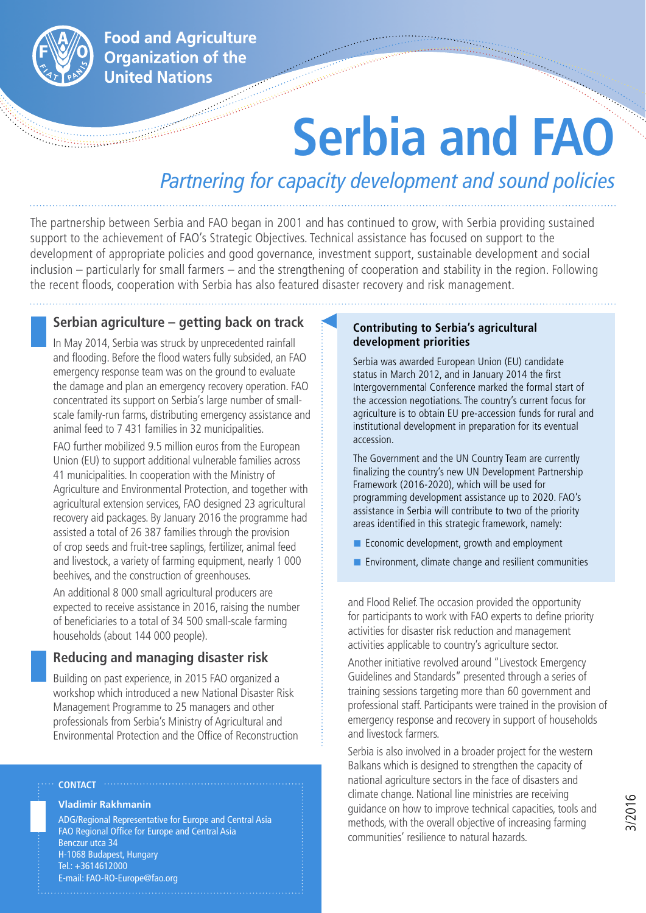Food and Agriculture Organization of the United Nations

# Serbia and FAO

*Partnering for capacity development and sound policies*

The partnership between Serbia and FAO began in 2001 and has continued to grow, with Serbia providing sustained support to the achievement of FAO's Strategic Objectives. Technical assistance has focused on support to the development of appropriate policies and good governance, investment support, sustainable development and social inclusion – particularly for small farmers – and the strengthening of cooperation and stability in the region. Following the recent floods, cooperation with Serbia has also featured disaster recovery and risk management.

## Serbian agriculture – getting back on track

In May 2014, Serbia was struck by unprecedented rainfall and flooding. Before the flood waters fully subsided, an FAO emergency response team was on the ground to evaluate the damage and plan an emergency recovery operation. FAO concentrated its support on Serbia's large number of small-scale family-run farms, distributing emergency assistance and animal feed to 7 431 families in 32 municipalities.

FAO further mobilized 9.5 million euros from the European Union (EU) to support additional vulnerable families across 41 municipalities. In cooperation with the Ministry of Agriculture and Environmental Protection, and together with agricultural extension services, FAO designed 23 agricultural recovery aid packages. By January 2016 the programme had assisted a total of 26 387 families through the provision of crop seeds and fruit-tree saplings, fertilizer, animal feed and livestock, a variety of farming equipment, nearly 1 000 beehives, and the construction of greenhouses.

An additional 8 000 small agricultural producers are expected to receive assistance in 2016, raising the number of beneficiaries to a total of 34 500 small-scale farming households (about 144 000 people).

## Reducing and managing disaster risk

Building on past experience, in 2015 FAO organized a workshop which introduced a new National Disaster Risk Management Programme to 25 managers and other professionals from Serbia's Ministry of Agricultural and Environmental Protection and the Office of Reconstruction and Flood Relief. The occasion provided the opportunity for participants to work with FAO experts to define priority activities for disaster risk reduction and management activities applicable to country's agriculture sector.

Another initiative revolved around "Livestock Emergency Guidelines and Standards" presented through a series of training sessions targeting more than 60 government and professional staff. Participants were trained in the provision of emergency response and recovery in support of households and livestock farmers.

Serbia is also involved in a broader project for the western Balkans which is designed to strengthen the capacity of national agriculture sectors in the face of disasters and climate change. National line ministries are receiving guidance on how to improve technical capacities, tools and methods, with the overall objective of increasing farming communities' resilience to natural hazards.

### Contributing to Serbia's agricultural development priorities

Serbia was awarded European Union (EU) candidate status in March 2012, and in January 2014 the first Intergovernmental Conference marked the formal start of the accession negotiations. The country's current focus for agriculture is to obtain EU pre-accession funds for rural and institutional development in preparation for its eventual accession.

The Government and the UN Country Team are currently finalizing the country's new UN Development Partnership Framework (2016-2020), which will be used for programming development assistance up to 2020. FAO's assistance in Serbia will contribute to two of the priority areas identified in this strategic framework, namely:

- Economic development, growth and employment
- Environment, climate change and resilient communities

**CONTACT**

**Vladimir Rakhmanin**
ADG/Regional Representative for Europe and Central Asia
FAO Regional Office for Europe and Central Asia
Benczur utca 34
H-1068 Budapest, Hungary
Tel.: +3614612000
E-mail: FAO-RO-Europe@fao.org

3/2016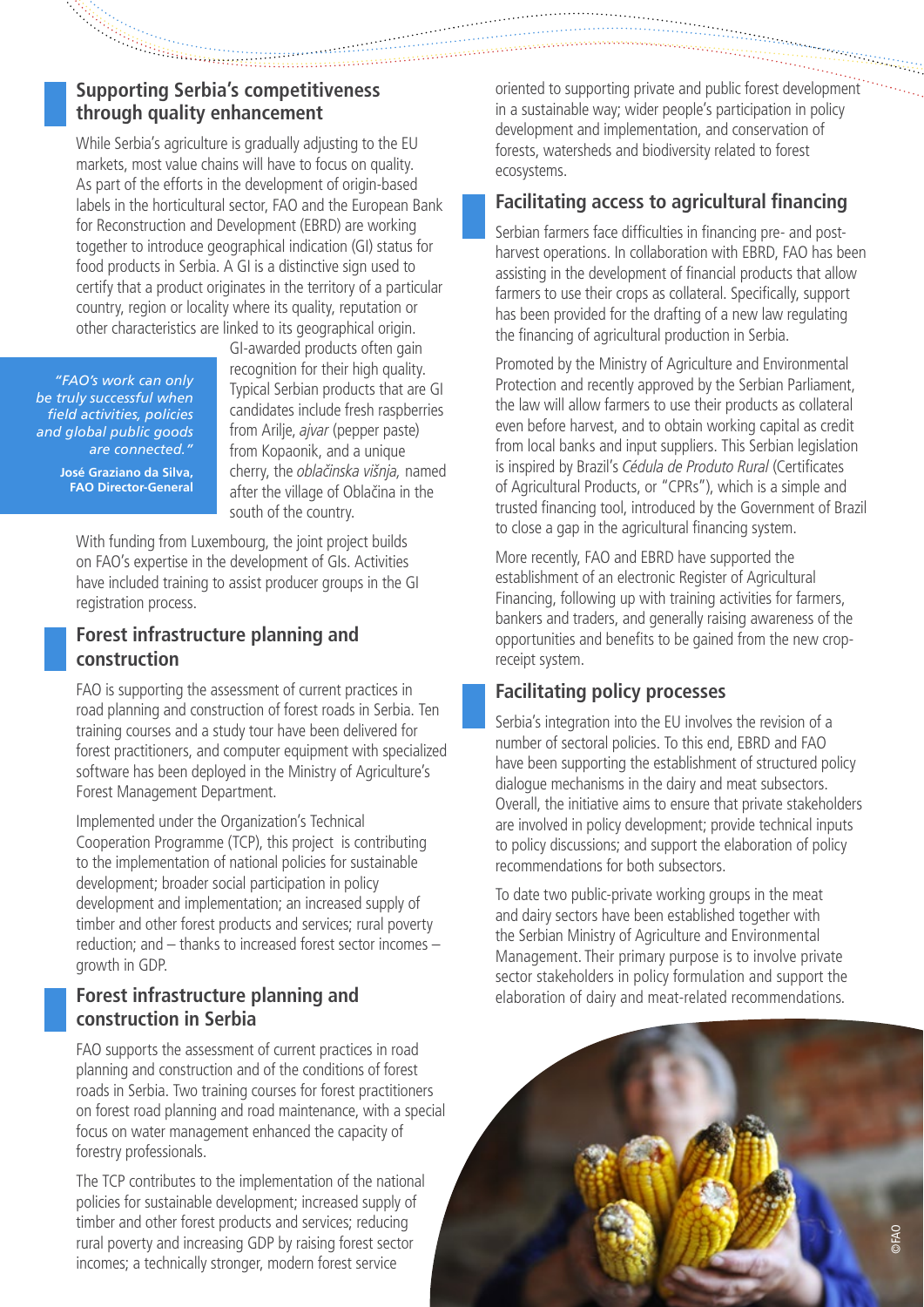## Supporting Serbia's competitiveness through quality enhancement

While Serbia's agriculture is gradually adjusting to the EU markets, most value chains will have to focus on quality. As part of the efforts in the development of origin-based labels in the horticultural sector, FAO and the European Bank for Reconstruction and Development (EBRD) are working together to introduce geographical indication (GI) status for food products in Serbia. A GI is a distinctive sign used to certify that a product originates in the territory of a particular country, region or locality where its quality, reputation or other characteristics are linked to its geographical origin. GI-awarded products often gain recognition for their high quality. Typical Serbian products that are GI candidates include fresh raspberries from Arilje, *ajvar* (pepper paste) from Kopaonik, and a unique cherry, the *oblačinska višnja,* named after the village of Oblačina in the south of the country.

> *"FAO's work can only be truly successful when field activities, policies and global public goods are connected."*
>
> **José Graziano da Silva, FAO Director-General**

With funding from Luxembourg, the joint project builds on FAO's expertise in the development of GIs. Activities have included training to assist producer groups in the GI registration process.

## Forest infrastructure planning and construction

FAO is supporting the assessment of current practices in road planning and construction of forest roads in Serbia. Ten training courses and a study tour have been delivered for forest practitioners, and computer equipment with specialized software has been deployed in the Ministry of Agriculture's Forest Management Department.

Implemented under the Organization's Technical Cooperation Programme (TCP), this project is contributing to the implementation of national policies for sustainable development; broader social participation in policy development and implementation; an increased supply of timber and other forest products and services; rural poverty reduction; and – thanks to increased forest sector incomes – growth in GDP.

## Forest infrastructure planning and construction in Serbia

FAO supports the assessment of current practices in road planning and construction and of the conditions of forest roads in Serbia. Two training courses for forest practitioners on forest road planning and road maintenance, with a special focus on water management enhanced the capacity of forestry professionals.

The TCP contributes to the implementation of the national policies for sustainable development; increased supply of timber and other forest products and services; reducing rural poverty and increasing GDP by raising forest sector incomes; a technically stronger, modern forest service oriented to supporting private and public forest development in a sustainable way; wider people's participation in policy development and implementation, and conservation of forests, watersheds and biodiversity related to forest ecosystems.

## Facilitating access to agricultural financing

Serbian farmers face difficulties in financing pre- and post-harvest operations. In collaboration with EBRD, FAO has been assisting in the development of financial products that allow farmers to use their crops as collateral. Specifically, support has been provided for the drafting of a new law regulating the financing of agricultural production in Serbia.

Promoted by the Ministry of Agriculture and Environmental Protection and recently approved by the Serbian Parliament, the law will allow farmers to use their products as collateral even before harvest, and to obtain working capital as credit from local banks and input suppliers. This Serbian legislation is inspired by Brazil's *Cédula de Produto Rural* (Certificates of Agricultural Products, or "CPRs"), which is a simple and trusted financing tool, introduced by the Government of Brazil to close a gap in the agricultural financing system.

More recently, FAO and EBRD have supported the establishment of an electronic Register of Agricultural Financing, following up with training activities for farmers, bankers and traders, and generally raising awareness of the opportunities and benefits to be gained from the new crop-receipt system.

## Facilitating policy processes

Serbia's integration into the EU involves the revision of a number of sectoral policies. To this end, EBRD and FAO have been supporting the establishment of structured policy dialogue mechanisms in the dairy and meat subsectors. Overall, the initiative aims to ensure that private stakeholders are involved in policy development; provide technical inputs to policy discussions; and support the elaboration of policy recommendations for both subsectors.

To date two public-private working groups in the meat and dairy sectors have been established together with the Serbian Ministry of Agriculture and Environmental Management. Their primary purpose is to involve private sector stakeholders in policy formulation and support the elaboration of dairy and meat-related recommendations.

©FAO